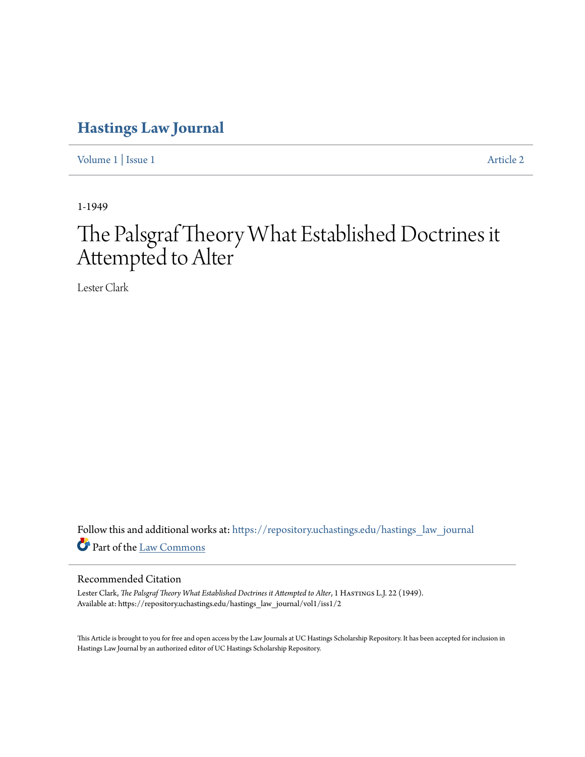# Hastings Law Journal

Volume 1 | Issue 1 Article 2

1-1949

# The Palsgraf Theory What Established Doctrines it Attempted to Alter

Lester Clark

Follow this and additional works at: https://repository.uchastings.edu/hastings_law_journal

Part of the Law Commons

## Recommended Citation

Lester Clark, *The Palsgraf Theory What Established Doctrines it Attempted to Alter*, 1 Hastings L.J. 22 (1949).
Available at: https://repository.uchastings.edu/hastings_law_journal/vol1/iss1/2

This Article is brought to you for free and open access by the Law Journals at UC Hastings Scholarship Repository. It has been accepted for inclusion in Hastings Law Journal by an authorized editor of UC Hastings Scholarship Repository.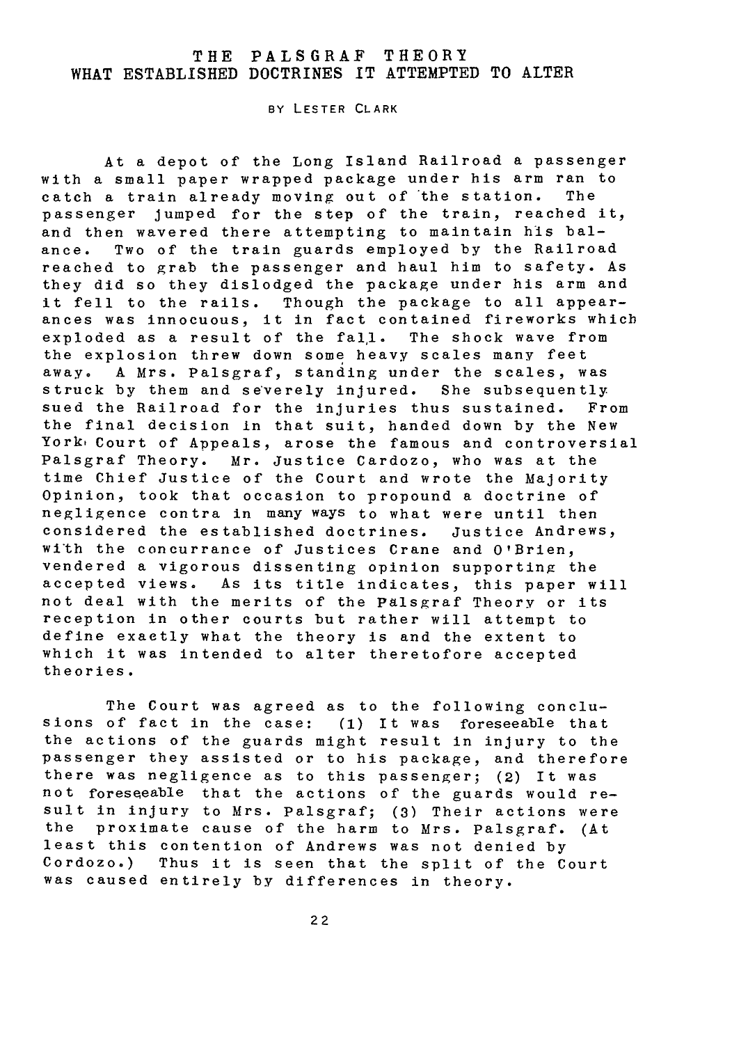# THE PALSGRAF THEORY
## WHAT ESTABLISHED DOCTRINES IT ATTEMPTED TO ALTER

BY LESTER CLARK

At a depot of the Long Island Railroad a passenger with a small paper wrapped package under his arm ran to catch a train already moving out of the station. The passenger jumped for the step of the train, reached it, and then wavered there attempting to maintain his balance. Two of the train guards employed by the Railroad reached to grab the passenger and haul him to safety. As they did so they dislodged the package under his arm and it fell to the rails. Though the package to all appearances was innocuous, it in fact contained fireworks which exploded as a result of the fall. The shock wave from the explosion threw down some heavy scales many feet away. A Mrs. Palsgraf, standing under the scales, was struck by them and severely injured. She subsequently sued the Railroad for the injuries thus sustained. From the final decision in that suit, handed down by the New York Court of Appeals, arose the famous and controversial Palsgraf Theory. Mr. Justice Cardozo, who was at the time Chief Justice of the Court and wrote the Majority Opinion, took that occasion to propound a doctrine of negligence contra in many ways to what were until then considered the established doctrines. Justice Andrews, with the concurrance of Justices Crane and O'Brien, vendered a vigorous dissenting opinion supporting the accepted views. As its title indicates, this paper will not deal with the merits of the Palsgraf Theory or its reception in other courts but rather will attempt to define exactly what the theory is and the extent to which it was intended to alter theretofore accepted theories.

The Court was agreed as to the following conclusions of fact in the case: (1) It was foreseeable that the actions of the guards might result in injury to the passenger they assisted or to his package, and therefore there was negligence as to this passenger; (2) It was not foreseeable that the actions of the guards would result in injury to Mrs. Palsgraf; (3) Their actions were the proximate cause of the harm to Mrs. Palsgraf. (At least this contention of Andrews was not denied by Cordozo.) Thus it is seen that the split of the Court was caused entirely by differences in theory.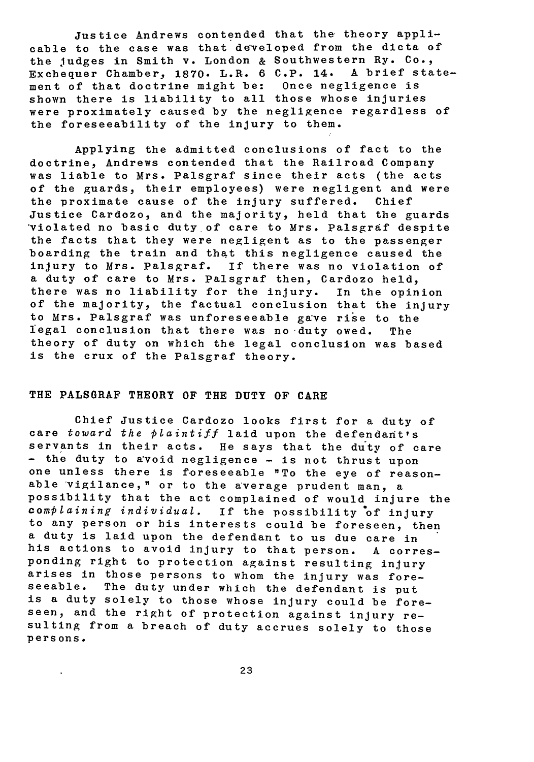Justice Andrews contended that the theory applicable to the case was that developed from the dicta of the judges in Smith v. London & Southwestern Ry. Co., Exchequer Chamber, 1870. L.R. 6 C.P. 14. A brief statement of that doctrine might be: Once negligence is shown there is liability to all those whose injuries were proximately caused by the negligence regardless of the foreseeability of the injury to them.

Applying the admitted conclusions of fact to the doctrine, Andrews contended that the Railroad Company was liable to Mrs. Palsgraf since their acts (the acts of the guards, their employees) were negligent and were the proximate cause of the injury suffered. Chief Justice Cardozo, and the majority, held that the guards violated no basic duty of care to Mrs. Palsgraf despite the facts that they were negligent as to the passenger boarding the train and that this negligence caused the injury to Mrs. Palsgraf. If there was no violation of a duty of care to Mrs. Palsgraf then, Cardozo held, there was no liability for the injury. In the opinion of the majority, the factual conclusion that the injury to Mrs. Palsgraf was unforeseeable gave rise to the legal conclusion that there was no duty owed. The theory of duty on which the legal conclusion was based is the crux of the Palsgraf theory.

## THE PALSGRAF THEORY OF THE DUTY OF CARE

Chief Justice Cardozo looks first for a duty of care *toward the plaintiff* laid upon the defendant's servants in their acts. He says that the duty of care - the duty to avoid negligence - is not thrust upon one unless there is foreseeable "To the eye of reasonable vigilance," or to the average prudent man, a possibility that the act complained of would injure the *complaining individual*. If the possibility of injury to any person or his interests could be foreseen, then a duty is laid upon the defendant to us due care in his actions to avoid injury to that person. A corresponding right to protection against resulting injury arises in those persons to whom the injury was foreseeable. The duty under which the defendant is put is a duty solely to those whose injury could be foreseen, and the right of protection against injury resulting from a breach of duty accrues solely to those persons.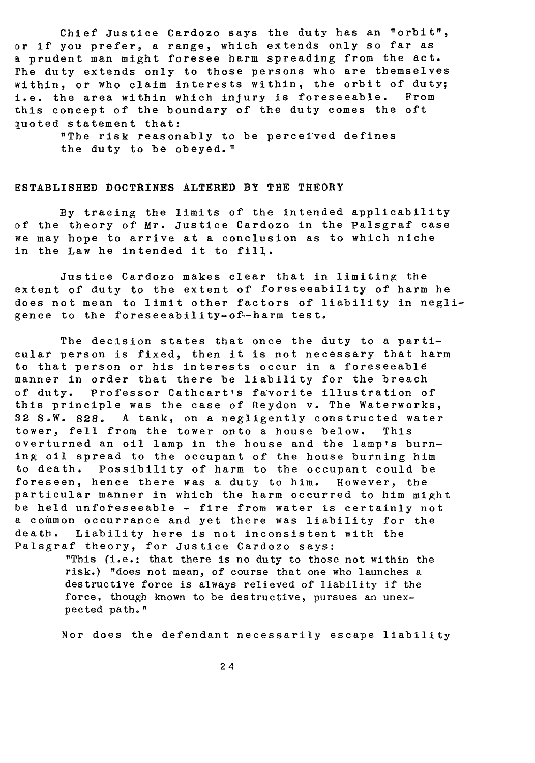Chief Justice Cardozo says the duty has an "orbit", or if you prefer, a range, which extends only so far as a prudent man might foresee harm spreading from the act. The duty extends only to those persons who are themselves within, or who claim interests within, the orbit of duty; i.e. the area within which injury is foreseeable. From this concept of the boundary of the duty comes the oft quoted statement that:

> "The risk reasonably to be perceived defines the duty to be obeyed."

## ESTABLISHED DOCTRINES ALTERED BY THE THEORY

By tracing the limits of the intended applicability of the theory of Mr. Justice Cardozo in the Palsgraf case we may hope to arrive at a conclusion as to which niche in the Law he intended it to fill.

Justice Cardozo makes clear that in limiting the extent of duty to the extent of foreseeability of harm he does not mean to limit other factors of liability in negligence to the foreseeability-of--harm test.

The decision states that once the duty to a particular person is fixed, then it is not necessary that harm to that person or his interests occur in a foreseeable manner in order that there be liability for the breach of duty. Professor Cathcart's favorite illustration of this principle was the case of Reydon v. The Waterworks, 32 S.W. 828. A tank, on a negligently constructed water tower, fell from the tower onto a house below. This overturned an oil lamp in the house and the lamp's burning oil spread to the occupant of the house burning him to death. Possibility of harm to the occupant could be foreseen, hence there was a duty to him. However, the particular manner in which the harm occurred to him might be held unforeseeable - fire from water is certainly not a common occurrance and yet there was liability for the death. Liability here is not inconsistent with the Palsgraf theory, for Justice Cardozo says:

> "This (i.e.: that there is no duty to those not within the risk.) "does not mean, of course that one who launches a destructive force is always relieved of liability if the force, though known to be destructive, pursues an unexpected path."

Nor does the defendant necessarily escape liability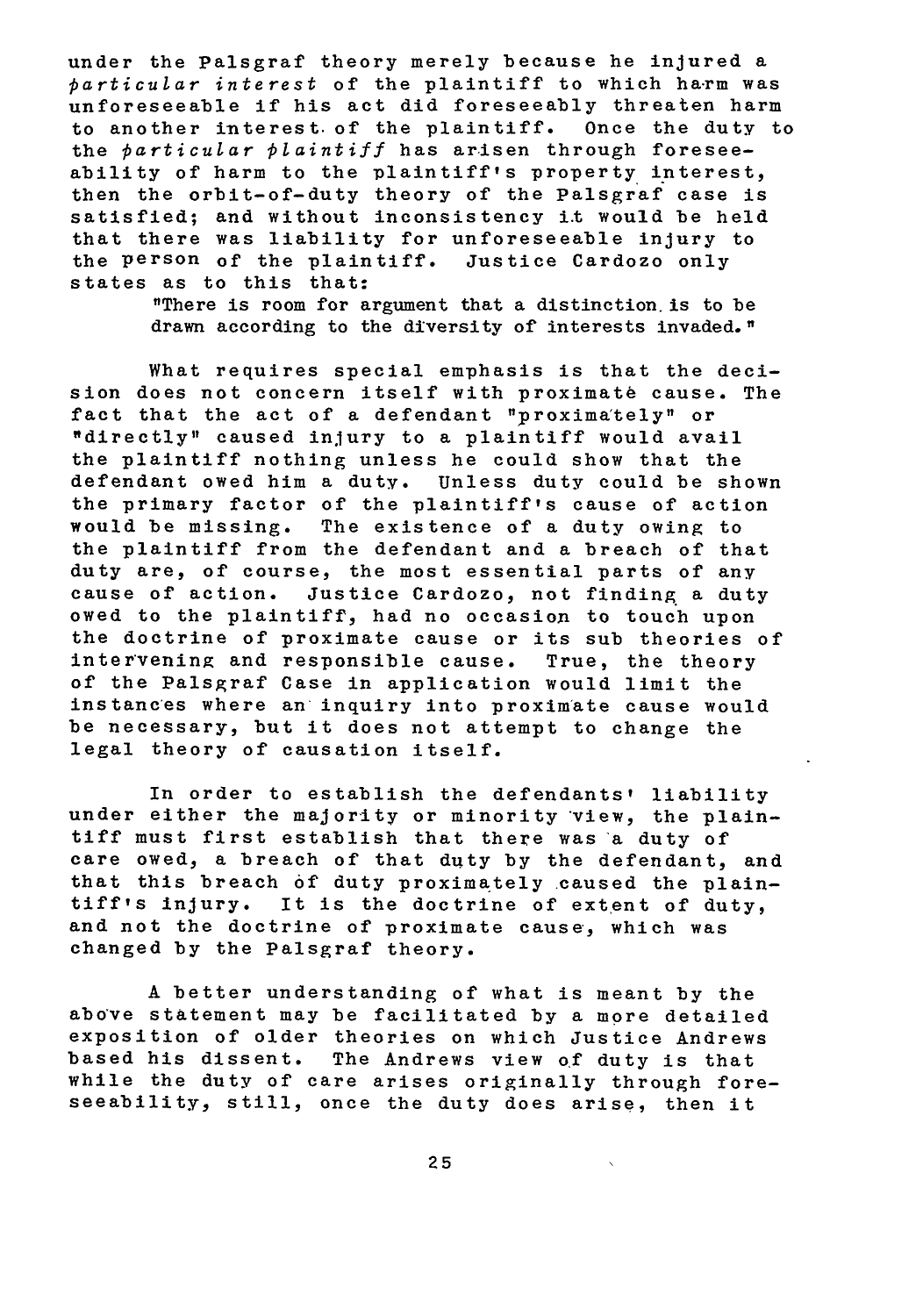under the Palsgraf theory merely because he injured a *particular interest* of the plaintiff to which harm was unforeseeable if his act did foreseeably threaten harm to another interest of the plaintiff. Once the duty to the *particular plaintiff* has arisen through foreseeability of harm to the plaintiff's property interest, then the orbit-of-duty theory of the Palsgraf case is satisfied; and without inconsistency it would be held that there was liability for unforeseeable injury to the person of the plaintiff. Justice Cardozo only states as to this that:

> "There is room for argument that a distinction is to be drawn according to the diversity of interests invaded."

What requires special emphasis is that the decision does not concern itself with proximate cause. The fact that the act of a defendant "proximately" or "directly" caused injury to a plaintiff would avail the plaintiff nothing unless he could show that the defendant owed him a duty. Unless duty could be shown the primary factor of the plaintiff's cause of action would be missing. The existence of a duty owing to the plaintiff from the defendant and a breach of that duty are, of course, the most essential parts of any cause of action. Justice Cardozo, not finding a duty owed to the plaintiff, had no occasion to touch upon the doctrine of proximate cause or its sub theories of intervening and responsible cause. True, the theory of the Palsgraf Case in application would limit the instances where an inquiry into proximate cause would be necessary, but it does not attempt to change the legal theory of causation itself.

In order to establish the defendants' liability under either the majority or minority view, the plaintiff must first establish that there was a duty of care owed, a breach of that duty by the defendant, and that this breach of duty proximately caused the plaintiff's injury. It is the doctrine of extent of duty, and not the doctrine of proximate cause, which was changed by the Palsgraf theory.

A better understanding of what is meant by the above statement may be facilitated by a more detailed exposition of older theories on which Justice Andrews based his dissent. The Andrews view of duty is that while the duty of care arises originally through foreseeability, still, once the duty does arise, then it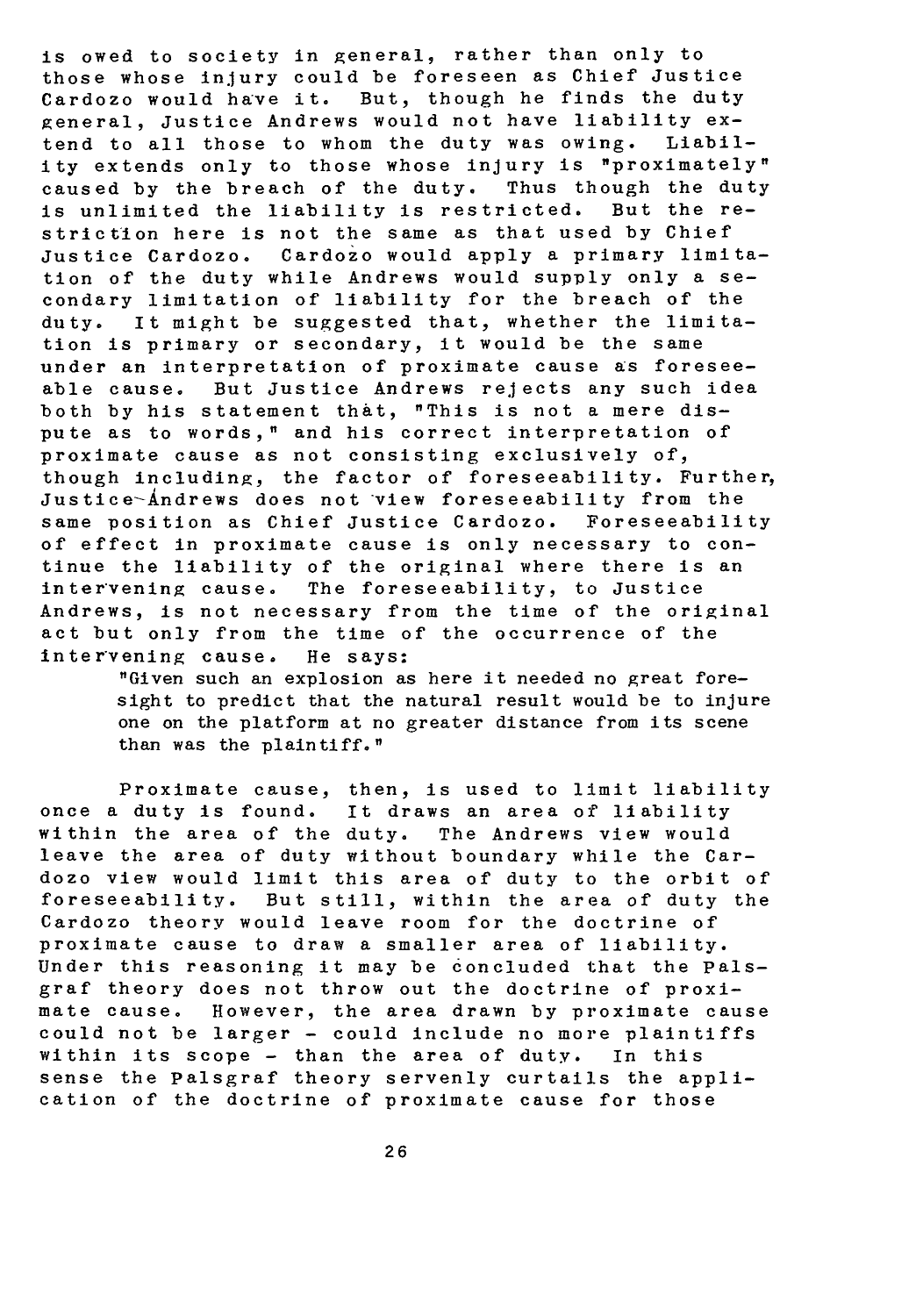is owed to society in general, rather than only to those whose injury could be foreseen as Chief Justice Cardozo would have it. But, though he finds the duty general, Justice Andrews would not have liability extend to all those to whom the duty was owing. Liability extends only to those whose injury is "proximately" caused by the breach of the duty. Thus though the duty is unlimited the liability is restricted. But the restriction here is not the same as that used by Chief Justice Cardozo. Cardozo would apply a primary limitation of the duty while Andrews would supply only a secondary limitation of liability for the breach of the duty. It might be suggested that, whether the limitation is primary or secondary, it would be the same under an interpretation of proximate cause as foreseeable cause. But Justice Andrews rejects any such idea both by his statement that, "This is not a mere dispute as to words," and his correct interpretation of proximate cause as not consisting exclusively of, though including, the factor of foreseeability. Further, Justice Andrews does not view foreseeability from the same position as Chief Justice Cardozo. Foreseeability of effect in proximate cause is only necessary to continue the liability of the original where there is an intervening cause. The foreseeability, to Justice Andrews, is not necessary from the time of the original act but only from the time of the occurrence of the intervening cause. He says:

> "Given such an explosion as here it needed no great foresight to predict that the natural result would be to injure one on the platform at no greater distance from its scene than was the plaintiff."

Proximate cause, then, is used to limit liability once a duty is found. It draws an area of liability within the area of the duty. The Andrews view would leave the area of duty without boundary while the Cardozo view would limit this area of duty to the orbit of foreseeability. But still, within the area of duty the Cardozo theory would leave room for the doctrine of proximate cause to draw a smaller area of liability. Under this reasoning it may be concluded that the Palsgraf theory does not throw out the doctrine of proximate cause. However, the area drawn by proximate cause could not be larger - could include no more plaintiffs within its scope - than the area of duty. In this sense the Palsgraf theory servenly curtails the application of the doctrine of proximate cause for those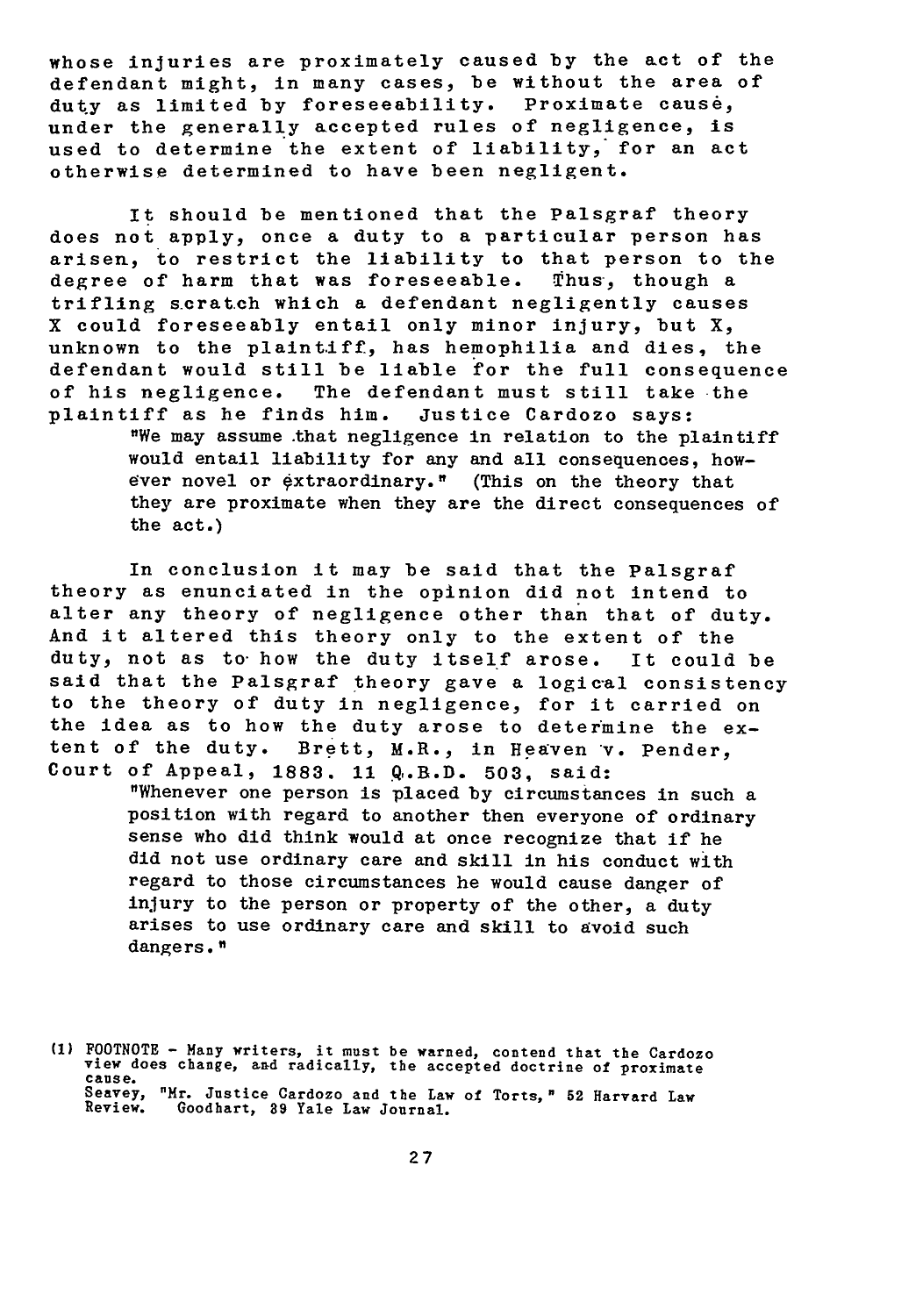whose injuries are proximately caused by the act of the defendant might, in many cases, be without the area of duty as limited by foreseeability. Proximate cause, under the generally accepted rules of negligence, is used to determine the extent of liability, for an act otherwise determined to have been negligent.

It should be mentioned that the Palsgraf theory does not apply, once a duty to a particular person has arisen, to restrict the liability to that person to the degree of harm that was foreseeable. Thus, though a trifling scratch which a defendant negligently causes X could foreseeably entail only minor injury, but X, unknown to the plaintiff, has hemophilia and dies, the defendant would still be liable for the full consequence of his negligence. The defendant must still take the plaintiff as he finds him. Justice Cardozo says:

> "We may assume that negligence in relation to the plaintiff would entail liability for any and all consequences, however novel or extraordinary." (This on the theory that they are proximate when they are the direct consequences of the act.)

In conclusion it may be said that the Palsgraf theory as enunciated in the opinion did not intend to alter any theory of negligence other than that of duty. And it altered this theory only to the extent of the duty, not as to how the duty itself arose. It could be said that the Palsgraf theory gave a logical consistency to the theory of duty in negligence, for it carried on the idea as to how the duty arose to determine the extent of the duty. Brett, M.R., in Heaven v. Pender, Court of Appeal, 1883. 11 Q.B.D. 503, said:

> "Whenever one person is placed by circumstances in such a position with regard to another then everyone of ordinary sense who did think would at once recognize that if he did not use ordinary care and skill in his conduct with regard to those circumstances he would cause danger of injury to the person or property of the other, a duty arises to use ordinary care and skill to avoid such dangers."

(1) FOOTNOTE - Many writers, it must be warned, contend that the Cardozo view does change, and radically, the accepted doctrine of proximate cause.
Seavey, "Mr. Justice Cardozo and the Law of Torts," 52 Harvard Law Review. Goodhart, 39 Yale Law Journal.